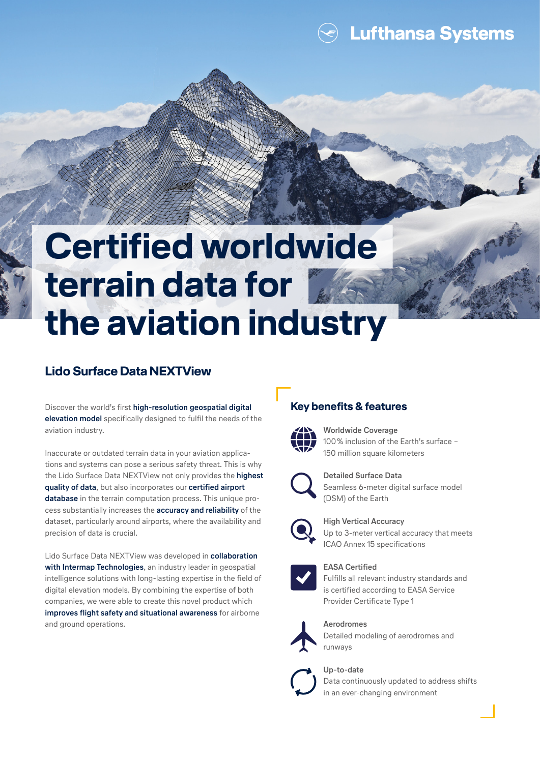# Certified worldwide terrain data for the aviation industry

## Lido Surface Data NEXTView

Discover the world's first **high-resolution geospatial digital elevation model** specifically designed to fulfil the needs of the aviation industry.

Inaccurate or outdated terrain data in your aviation applications and systems can pose a serious safety threat. This is why the Lido Surface Data NEXTView not only provides the **highest quality of data**, but also incorporates our **certified airport database** in the terrain computation process. This unique process substantially increases the **accuracy and reliability** of the dataset, particularly around airports, where the availability and precision of data is crucial.

Lido Surface Data NEXTView was developed in **collaboration with Intermap Technologies**, an industry leader in geospatial intelligence solutions with long-lasting expertise in the field of digital elevation models. By combining the expertise of both companies, we were able to create this novel product which **improves flight safety and situational awareness** for airborne and ground operations.

## Key benefits & features

**Worldwide Coverage**
100 % inclusion of the Earth's surface – 150 million square kilometers

**Detailed Surface Data**
Seamless 6-meter digital surface model (DSM) of the Earth

**High Vertical Accuracy**
Up to 3-meter vertical accuracy that meets ICAO Annex 15 specifications

**EASA Certified**
Fulfills all relevant industry standards and is certified according to EASA Service Provider Certificate Type 1

**Aerodromes**
Detailed modeling of aerodromes and runways

**Up-to-date**
Data continuously updated to address shifts in an ever-changing environment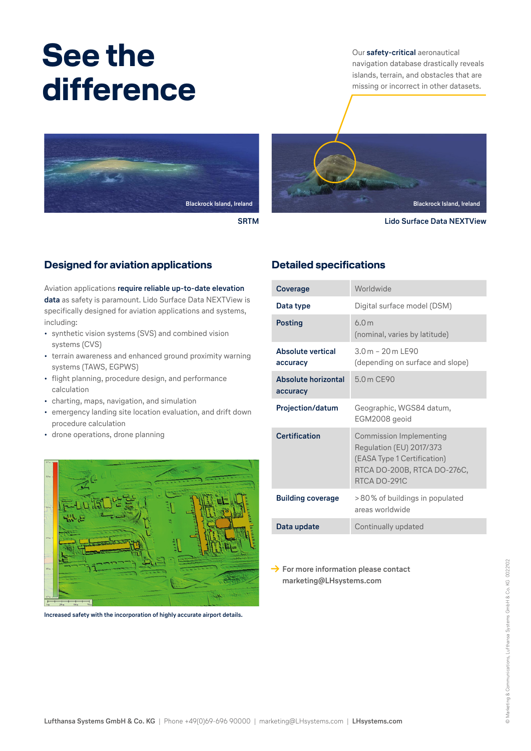# See the difference

Our **safety-critical** aeronautical navigation database drastically reveals islands, terrain, and obstacles that are missing or incorrect in other datasets.

Blackrock Island, Ireland

SRTM

Blackrock Island, Ireland

Lido Surface Data NEXTView

## Designed for aviation applications

Aviation applications **require reliable up-to-date elevation data** as safety is paramount. Lido Surface Data NEXTView is specifically designed for aviation applications and systems, including:

- synthetic vision systems (SVS) and combined vision systems (CVS)
- terrain awareness and enhanced ground proximity warning systems (TAWS, EGPWS)
- flight planning, procedure design, and performance calculation
- charting, maps, navigation, and simulation
- emergency landing site location evaluation, and drift down procedure calculation
- drone operations, drone planning

Increased safety with the incorporation of highly accurate airport details.

## Detailed specifications

| | |
|---|---|
| **Coverage** | Worldwide |
| **Data type** | Digital surface model (DSM) |
| **Posting** | 6.0 m (nominal, varies by latitude) |
| **Absolute vertical accuracy** | 3.0 m – 20 m LE90 (depending on surface and slope) |
| **Absolute horizontal accuracy** | 5.0 m CE90 |
| **Projection/datum** | Geographic, WGS84 datum, EGM2008 geoid |
| **Certification** | Commission Implementing Regulation (EU) 2017/373 (EASA Type 1 Certification) RTCA DO-200B, RTCA DO-276C, RTCA DO-291C |
| **Building coverage** | > 80 % of buildings in populated areas worldwide |
| **Data update** | Continually updated |

→ **For more information please contact marketing@LHsystems.com**

**Lufthansa Systems GmbH & Co. KG** | Phone +49(0)69-696 90000 | marketing@LHsystems.com | **LHsystems.com**

© Marketing & Communications, Lufthansa Systems GmbH & Co. KG 002202